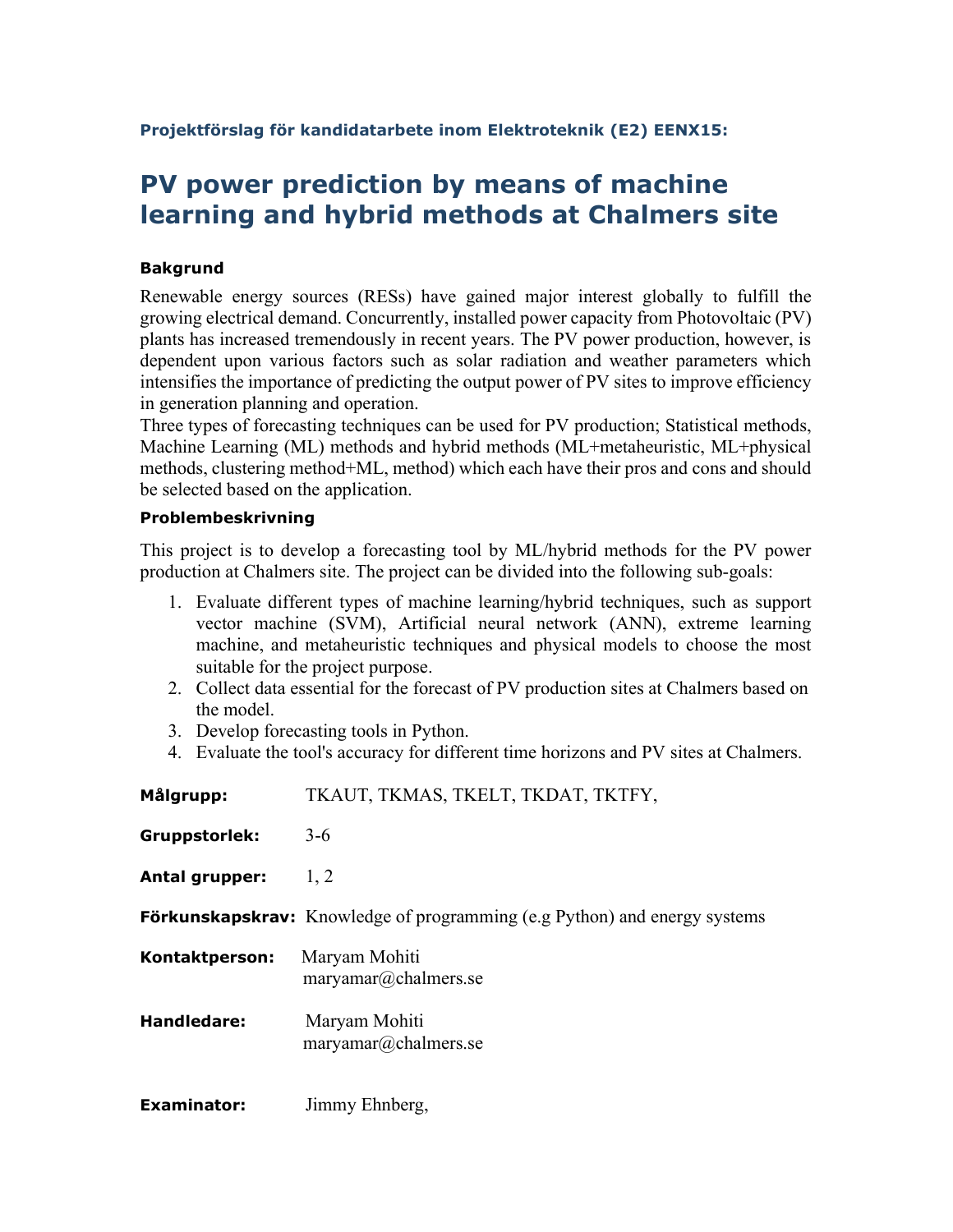**Projektförslag för kandidatarbete inom Elektroteknik (E2) EENX15:**

# PV power prediction by means of machine learning and hybrid methods at Chalmers site

### Bakgrund

Renewable energy sources (RESs) have gained major interest globally to fulfill the growing electrical demand. Concurrently, installed power capacity from Photovoltaic (PV) plants has increased tremendously in recent years. The PV power production, however, is dependent upon various factors such as solar radiation and weather parameters which intensifies the importance of predicting the output power of PV sites to improve efficiency in generation planning and operation.
Three types of forecasting techniques can be used for PV production; Statistical methods, Machine Learning (ML) methods and hybrid methods (ML+metaheuristic, ML+physical methods, clustering method+ML, method) which each have their pros and cons and should be selected based on the application.

### Problembeskrivning

This project is to develop a forecasting tool by ML/hybrid methods for the PV power production at Chalmers site. The project can be divided into the following sub-goals:

1. Evaluate different types of machine learning/hybrid techniques, such as support vector machine (SVM), Artificial neural network (ANN), extreme learning machine, and metaheuristic techniques and physical models to choose the most suitable for the project purpose.
2. Collect data essential for the forecast of PV production sites at Chalmers based on the model.
3. Develop forecasting tools in Python.
4. Evaluate the tool's accuracy for different time horizons and PV sites at Chalmers.

**Målgrupp:** TKAUT, TKMAS, TKELT, TKDAT, TKTFY,

**Gruppstorlek:** 3-6

**Antal grupper:** 1, 2

**Förkunskapskrav:** Knowledge of programming (e.g Python) and energy systems

**Kontaktperson:** Maryam Mohiti
maryamar@chalmers.se

**Handledare:** Maryam Mohiti
maryamar@chalmers.se

**Examinator:** Jimmy Ehnberg,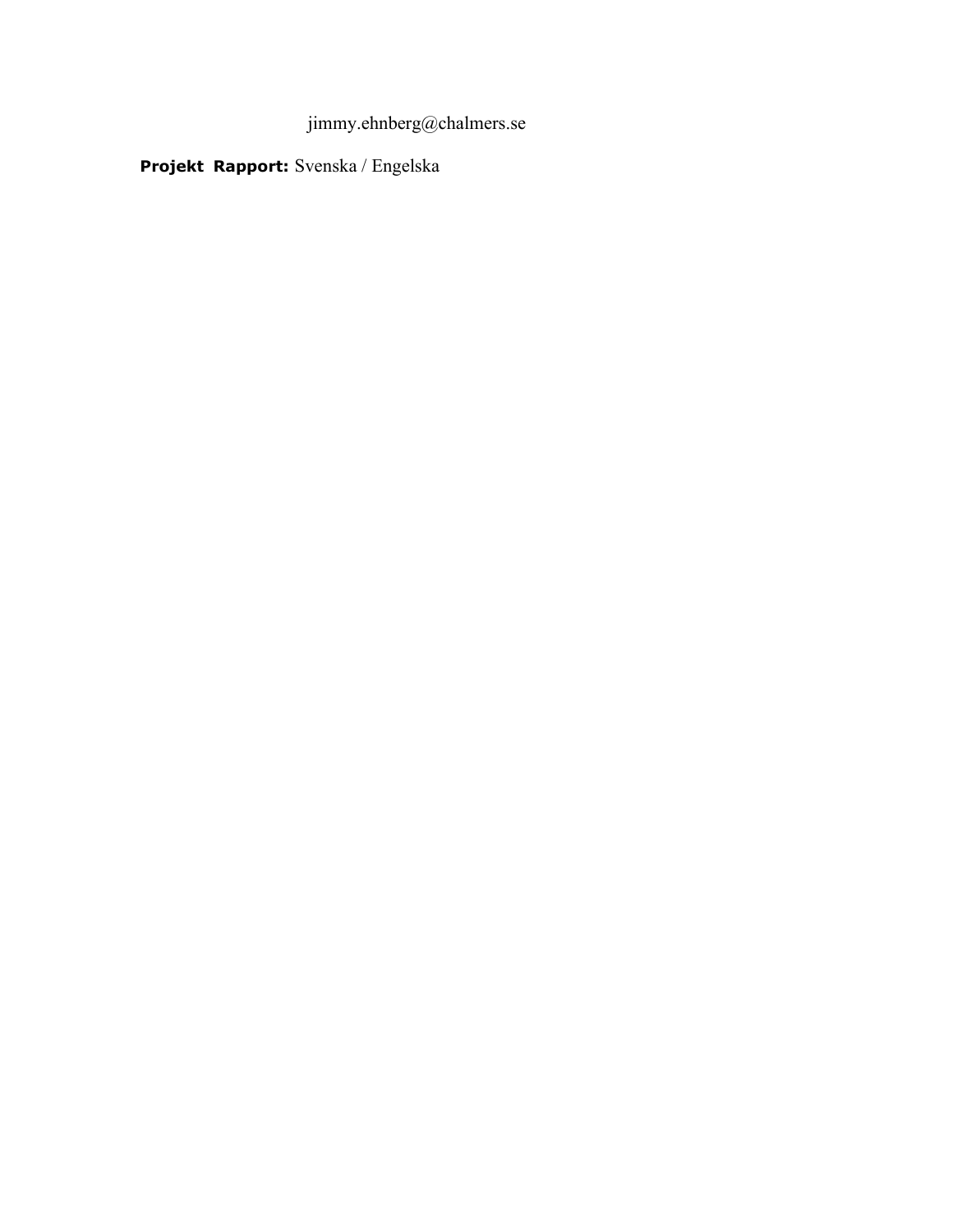jimmy.ehnberg@chalmers.se

**Projekt Rapport:** Svenska / Engelska